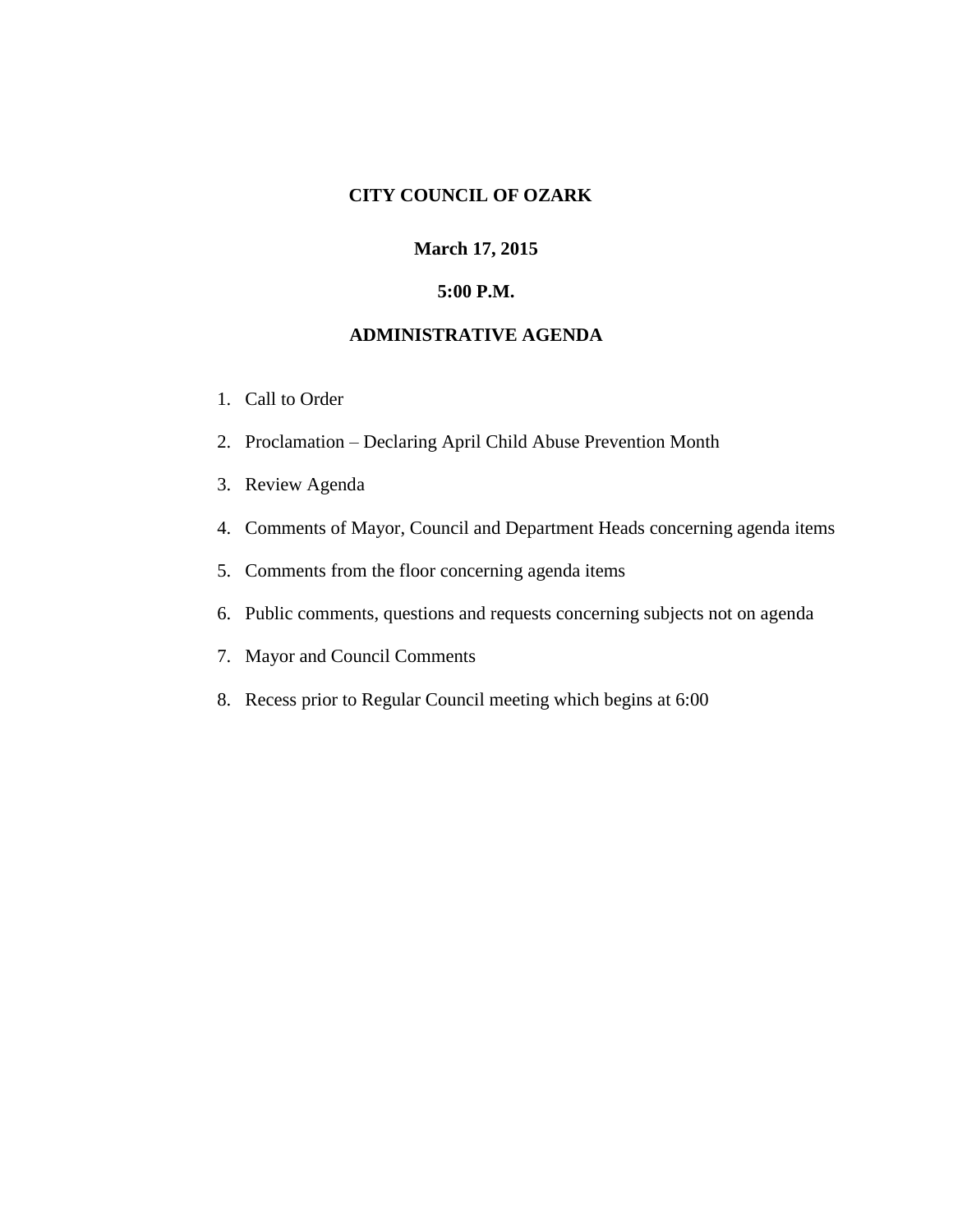# CITY COUNCIL OF OZARK

**March 17, 2015**

**5:00 P.M.**

## ADMINISTRATIVE AGENDA

1. Call to Order
2. Proclamation – Declaring April Child Abuse Prevention Month
3. Review Agenda
4. Comments of Mayor, Council and Department Heads concerning agenda items
5. Comments from the floor concerning agenda items
6. Public comments, questions and requests concerning subjects not on agenda
7. Mayor and Council Comments
8. Recess prior to Regular Council meeting which begins at 6:00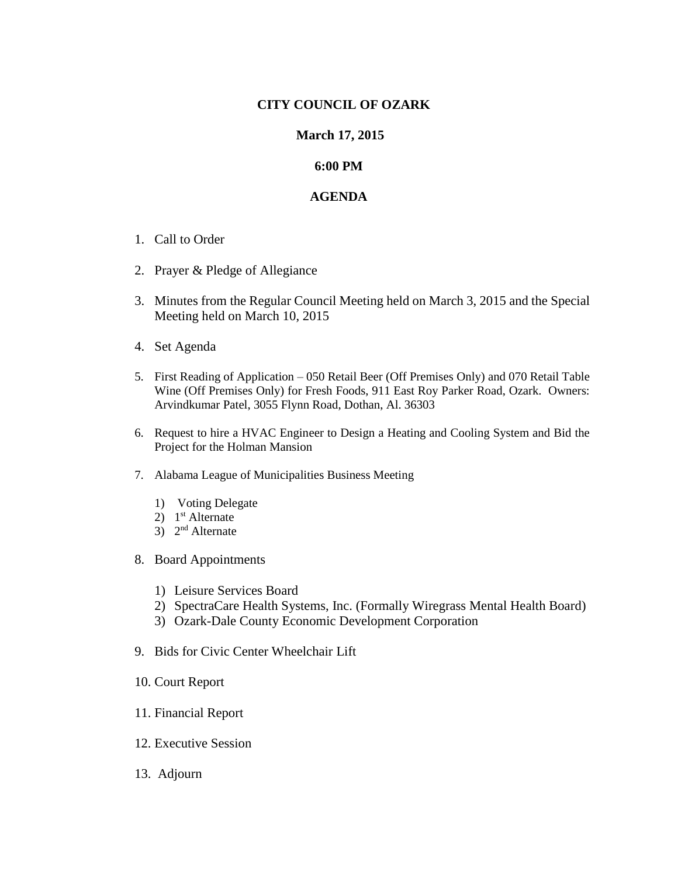**CITY COUNCIL OF OZARK**

**March 17, 2015**

**6:00 PM**

**AGENDA**

1. Call to Order

2. Prayer & Pledge of Allegiance

3. Minutes from the Regular Council Meeting held on March 3, 2015 and the Special Meeting held on March 10, 2015

4. Set Agenda

5. First Reading of Application – 050 Retail Beer (Off Premises Only) and 070 Retail Table Wine (Off Premises Only) for Fresh Foods, 911 East Roy Parker Road, Ozark. Owners: Arvindkumar Patel, 3055 Flynn Road, Dothan, Al. 36303

6. Request to hire a HVAC Engineer to Design a Heating and Cooling System and Bid the Project for the Holman Mansion

7. Alabama League of Municipalities Business Meeting

   1) Voting Delegate
   2) 1st Alternate
   3) 2nd Alternate

8. Board Appointments

   1) Leisure Services Board
   2) SpectraCare Health Systems, Inc. (Formally Wiregrass Mental Health Board)
   3) Ozark-Dale County Economic Development Corporation

9. Bids for Civic Center Wheelchair Lift

10. Court Report

11. Financial Report

12. Executive Session

13. Adjourn